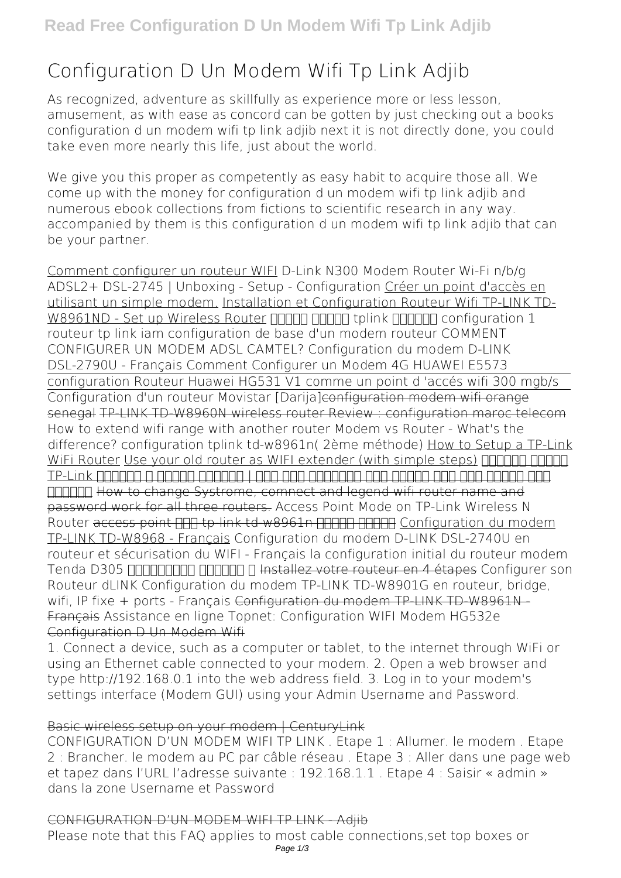# Configuration D Un Modem Wifi Tp Link Adjib

As recognized, adventure as skillfully as experience more or less lesson, amusement, as with ease as concord can be gotten by just checking out a books configuration d un modem wifi tp link adjib next it is not directly done, you could take even more nearly this life, just about the world.

We give you this proper as competently as easy habit to acquire those all. We come up with the money for configuration d un modem wifi tp link adjib and numerous ebook collections from fictions to scientific research in any way. accompanied by them is this configuration d un modem wifi tp link adjib that can be your partner.

Comment configurer un routeur WIFI D-Link N300 Modem Router Wi-Fi n/b/g ADSL2+ DSL-2745 | Unboxing - Setup - Configuration Créer un point d'accès en utilisant un simple modem. Installation et Configuration Routeur Wifi TP-LINK TD-W8961ND - Set up Wireless Router طريقة تفعيل tplink الجديد configuration 1 routeur tp link iam configuration de base d'un modem routeur COMMENT CONFIGURER UN MODEM ADSL CAMTEL? Configuration du modem D-LINK DSL-2790U - Français Comment Configurer un Modem 4G HUAWEI E5573 configuration Routeur Huawei HG531 V1 comme un point d 'accés wifi 300 mgb/s Configuration d'un routeur Movistar [Darija]configuration modem wifi orange senegal TP-LINK TD-W8960N wireless router Review : configuration maroc telecom How to extend wifi range with another router Modem vs Router - What's the difference? configuration tplink td-w8961n( 2ème méthode) How to Setup a TP-Link WiFi Router Use your old router as WIFI extender (with simple steps) إعدادات راوتر TP-Link الجديد و اعدادات الأمان | شرح كيف تستخدمه لتقوية اشارة واي فاي الراوتر الرئيسي How to change Systrome, comnect and legend wifi router name and password work for all three routers. Access Point Mode on TP-Link Wireless N Router access point على tp-link td-w8961n طريقة تحويل Configuration du modem TP-LINK TD-W8968 - Français Configuration du modem D-LINK DSL-2740U en routeur et sécurisation du WIFI - Français la configuration initial du routeur modem Tenda D305 التهيئة الأولية ل Installez votre routeur en 4 étapes Configurer son Routeur dLINK Configuration du modem TP-LINK TD-W8901G en routeur, bridge, wifi, IP fixe + ports - Français Configuration du modem TP-LINK TD-W8961N - Français Assistance en ligne Topnet: Configuration WIFI Modem HG532e Configuration D Un Modem Wifi

1. Connect a device, such as a computer or tablet, to the internet through WiFi or using an Ethernet cable connected to your modem. 2. Open a web browser and type http://192.168.0.1 into the web address field. 3. Log in to your modem's settings interface (Modem GUI) using your Admin Username and Password.

## Basic wireless setup on your modem | CenturyLink

CONFIGURATION D'UN MODEM WIFI TP LINK . Etape 1 : Allumer. le modem . Etape 2 : Brancher. le modem au PC par câble réseau . Etape 3 : Aller dans une page web et tapez dans l'URL l'adresse suivante : 192.168.1.1 . Etape 4 : Saisir « admin » dans la zone Username et Password

## CONFIGURATION D'UN MODEM WIFI TP LINK - Adjib

Please note that this FAQ applies to most cable connections,set top boxes or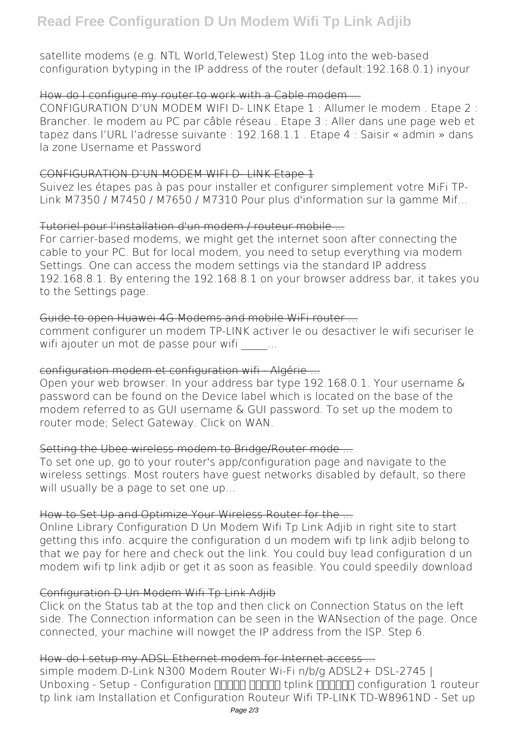satellite modems (e.g. NTL World,Telewest) Step 1Log into the web-based configuration bytyping in the IP address of the router (default:192.168.0.1) inyour

## How do I configure my router to work with a Cable modem ...

CONFIGURATION D'UN MODEM WIFI D- LINK Etape 1 : Allumer le modem . Etape 2 : Brancher. le modem au PC par câble réseau . Etape 3 : Aller dans une page web et tapez dans l'URL l'adresse suivante : 192.168.1.1 . Etape 4 : Saisir « admin » dans la zone Username et Password

## CONFIGURATION D'UN MODEM WIFI D- LINK Etape 1

Suivez les étapes pas à pas pour installer et configurer simplement votre MiFi TP-Link M7350 / M7450 / M7650 / M7310 Pour plus d'information sur la gamme Mif...

## Tutoriel pour l'installation d'un modem / routeur mobile ...

For carrier-based modems, we might get the internet soon after connecting the cable to your PC. But for local modem, you need to setup everything via modem Settings. One can access the modem settings via the standard IP address 192.168.8.1. By entering the 192.168.8.1 on your browser address bar, it takes you to the Settings page.

## Guide to open Huawei 4G Modems and mobile WiFi router ...

comment configurer un modem TP-LINK activer le ou desactiver le wifi securiser le wifi ajouter un mot de passe pour wifi _____...

## configuration modem et configuration wifi - Algérie ...

Open your web browser. In your address bar type 192.168.0.1. Your username & password can be found on the Device label which is located on the base of the modem referred to as GUI username & GUI password. To set up the modem to router mode; Select Gateway. Click on WAN.

## Setting the Ubee wireless modem to Bridge/Router mode ...

To set one up, go to your router's app/configuration page and navigate to the wireless settings. Most routers have guest networks disabled by default, so there will usually be a page to set one up...

## How to Set Up and Optimize Your Wireless Router for the ...

Online Library Configuration D Un Modem Wifi Tp Link Adjib in right site to start getting this info. acquire the configuration d un modem wifi tp link adjib belong to that we pay for here and check out the link. You could buy lead configuration d un modem wifi tp link adjib or get it as soon as feasible. You could speedily download

## Configuration D Un Modem Wifi Tp Link Adjib

Click on the Status tab at the top and then click on Connection Status on the left side. The Connection information can be seen in the WANsection of the page. Once connected, your machine will nowget the IP address from the ISP. Step 6.

## How do I setup my ADSL Ethernet modem for Internet access ...

simple modem.D-Link N300 Modem Router Wi-Fi n/b/g ADSL2+ DSL-2745 | Unboxing - Setup - Configuration ☐☐☐☐☐ ☐☐☐☐☐ tplink ☐☐☐☐☐☐ configuration 1 routeur tp link iam Installation et Configuration Routeur Wifi TP-LINK TD-W8961ND - Set up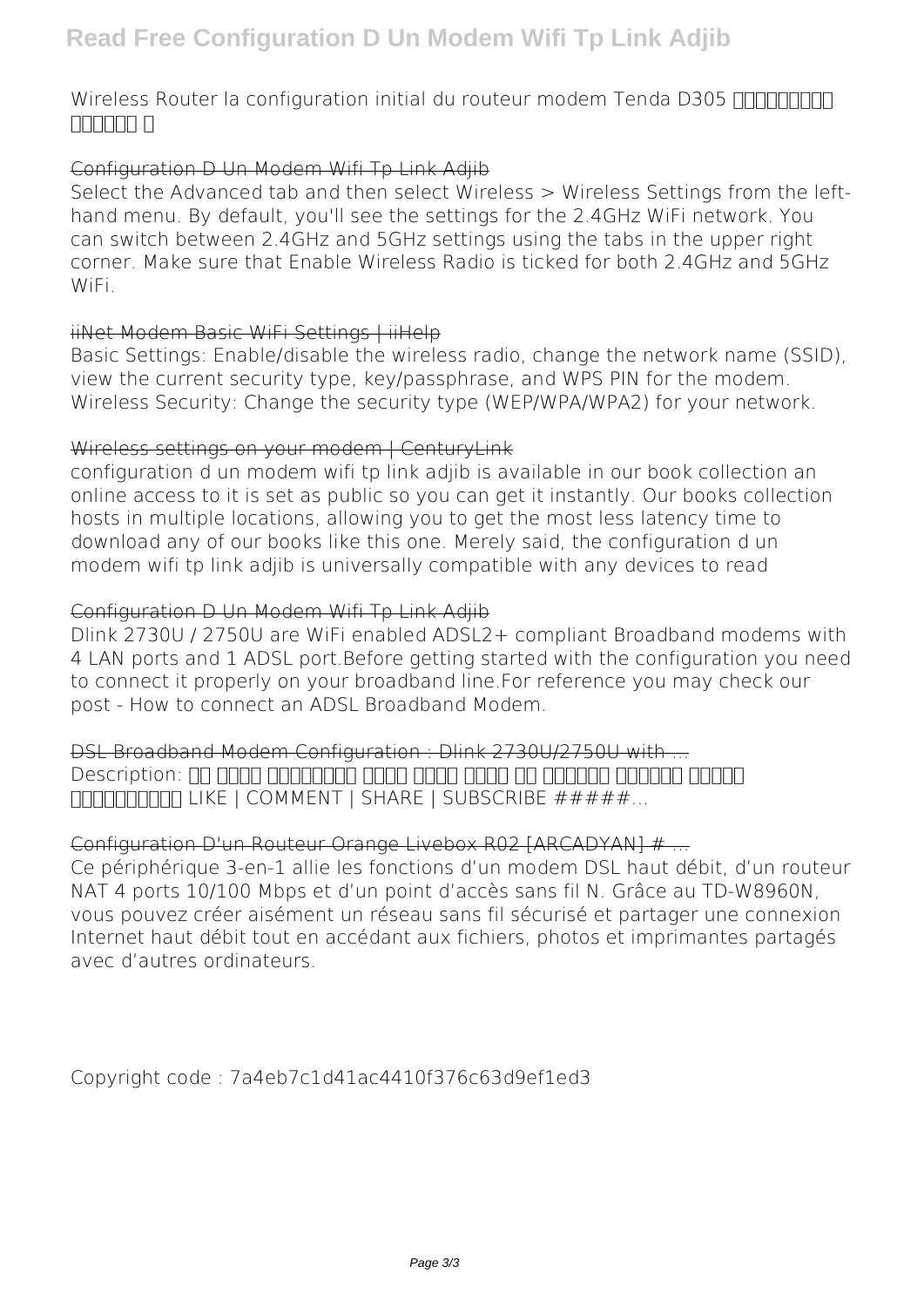Wireless Router la configuration initial du routeur modem Tenda D305 □□□□□□□□ □□□□□□ □

Configuration D Un Modem Wifi Tp Link Adjib

Select the Advanced tab and then select Wireless > Wireless Settings from the left-hand menu. By default, you'll see the settings for the 2.4GHz WiFi network. You can switch between 2.4GHz and 5GHz settings using the tabs in the upper right corner. Make sure that Enable Wireless Radio is ticked for both 2.4GHz and 5GHz WiFi.

iiNet Modem Basic WiFi Settings | iiHelp

Basic Settings: Enable/disable the wireless radio, change the network name (SSID), view the current security type, key/passphrase, and WPS PIN for the modem. Wireless Security: Change the security type (WEP/WPA/WPA2) for your network.

Wireless settings on your modem | CenturyLink

configuration d un modem wifi tp link adjib is available in our book collection an online access to it is set as public so you can get it instantly. Our books collection hosts in multiple locations, allowing you to get the most less latency time to download any of our books like this one. Merely said, the configuration d un modem wifi tp link adjib is universally compatible with any devices to read

Configuration D Un Modem Wifi Tp Link Adjib

Dlink 2730U / 2750U are WiFi enabled ADSL2+ compliant Broadband modems with 4 LAN ports and 1 ADSL port.Before getting started with the configuration you need to connect it properly on your broadband line.For reference you may check our post - How to connect an ADSL Broadband Modem.

DSL Broadband Modem Configuration : Dlink 2730U/2750U with ...

Description: □□ □□□□ □□□□□□□□ □□□□ □□□□ □□□□ □□ □□□□□□ □□□□□□ □□□□□ □□□□□□□□□ LIKE | COMMENT | SHARE | SUBSCRIBE #####...

Configuration D'un Routeur Orange Livebox R02 [ARCADYAN] # ...

Ce périphérique 3-en-1 allie les fonctions d'un modem DSL haut débit, d'un routeur NAT 4 ports 10/100 Mbps et d'un point d'accès sans fil N. Grâce au TD-W8960N, vous pouvez créer aisément un réseau sans fil sécurisé et partager une connexion Internet haut débit tout en accédant aux fichiers, photos et imprimantes partagés avec d'autres ordinateurs.

Copyright code : 7a4eb7c1d41ac4410f376c63d9ef1ed3